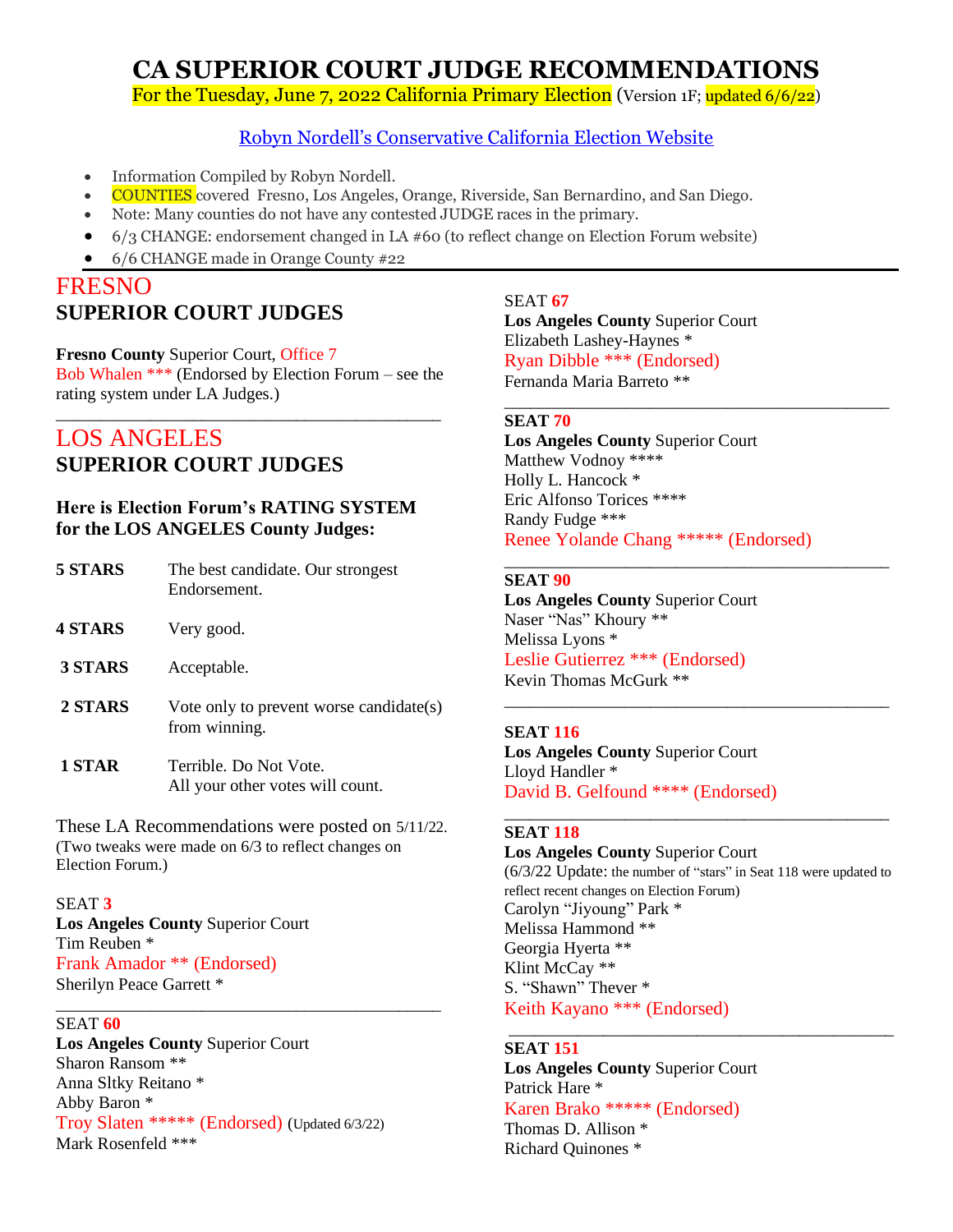# CA SUPERIOR COURT JUDGE RECOMMENDATIONS

For the Tuesday, June 7, 2022 California Primary Election (Version 1F; updated 6/6/22)

Robyn Nordell's Conservative California Election Website

- Information Compiled by Robyn Nordell.
- COUNTIES covered Fresno, Los Angeles, Orange, Riverside, San Bernardino, and San Diego.
- Note: Many counties do not have any contested JUDGE races in the primary.
- 6/3 CHANGE: endorsement changed in LA #60 (to reflect change on Election Forum website)
- 6/6 CHANGE made in Orange County #22

## FRESNO

### SUPERIOR COURT JUDGES

**Fresno County** Superior Court, Office 7
Bob Whalen *** (Endorsed by Election Forum – see the rating system under LA Judges.)

## LOS ANGELES

### SUPERIOR COURT JUDGES

**Here is Election Forum's RATING SYSTEM for the LOS ANGELES County Judges:**

| | |
|---|---|
| **5 STARS** | The best candidate. Our strongest Endorsement. |
| **4 STARS** | Very good. |
| **3 STARS** | Acceptable. |
| **2 STARS** | Vote only to prevent worse candidate(s) from winning. |
| **1 STAR** | Terrible. Do Not Vote. All your other votes will count. |

These LA Recommendations were posted on 5/11/22. (Two tweaks were made on 6/3 to reflect changes on Election Forum.)

SEAT 3
**Los Angeles County** Superior Court
Tim Reuben *
Frank Amador ** (Endorsed)
Sherilyn Peace Garrett *

SEAT 60
**Los Angeles County** Superior Court
Sharon Ransom **
Anna Sltky Reitano *
Abby Baron *
Troy Slaten ***** (Endorsed) (Updated 6/3/22)
Mark Rosenfeld ***

SEAT 67
**Los Angeles County** Superior Court
Elizabeth Lashey-Haynes *
Ryan Dibble *** (Endorsed)
Fernanda Maria Barreto **

**SEAT 70**
**Los Angeles County** Superior Court
Matthew Vodnoy ****
Holly L. Hancock *
Eric Alfonso Torices ****
Randy Fudge ***
Renee Yolande Chang ***** (Endorsed)

**SEAT 90**
**Los Angeles County** Superior Court
Naser "Nas" Khoury **
Melissa Lyons *
Leslie Gutierrez *** (Endorsed)
Kevin Thomas McGurk **

**SEAT 116**
**Los Angeles County** Superior Court
Lloyd Handler *
David B. Gelfound **** (Endorsed)

**SEAT 118**
**Los Angeles County** Superior Court
(6/3/22 Update: the number of "stars" in Seat 118 were updated to reflect recent changes on Election Forum)
Carolyn "Jiyoung" Park *
Melissa Hammond **
Georgia Hyerta **
Klint McCay **
S. "Shawn" Thever *
Keith Kayano *** (Endorsed)

**SEAT 151**
**Los Angeles County** Superior Court
Patrick Hare *
Karen Brako ***** (Endorsed)
Thomas D. Allison *
Richard Quinones *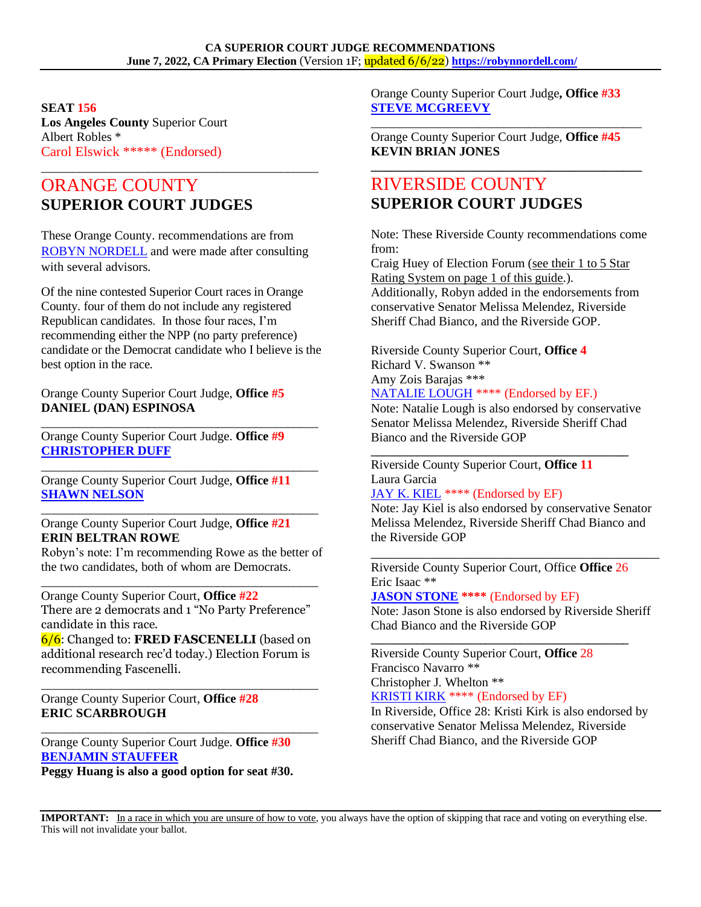**SEAT 156**
**Los Angeles County** Superior Court
Albert Robles *
Carol Elswick ***** (Endorsed)

---

# ORANGE COUNTY
## SUPERIOR COURT JUDGES

These Orange County. recommendations are from ROBYN NORDELL and were made after consulting with several advisors.

Of the nine contested Superior Court races in Orange County. four of them do not include any registered Republican candidates. In those four races, I'm recommending either the NPP (no party preference) candidate or the Democrat candidate who I believe is the best option in the race.

Orange County Superior Court Judge, **Office #5**
**DANIEL (DAN) ESPINOSA**

---

Orange County Superior Court Judge. **Office #9**
**CHRISTOPHER DUFF**

---

Orange County Superior Court Judge, **Office #11**
**SHAWN NELSON**

---

Orange County Superior Court Judge, **Office #21**
**ERIN BELTRAN ROWE**
Robyn's note: I'm recommending Rowe as the better of the two candidates, both of whom are Democrats.

---

Orange County Superior Court, **Office #22**
There are 2 democrats and 1 "No Party Preference" candidate in this race.
6/6: Changed to: **FRED FASCENELLI** (based on additional research rec'd today.) Election Forum is recommending Fascenelli.

---

Orange County Superior Court, **Office #28**
**ERIC SCARBROUGH**

---

Orange County Superior Court Judge. **Office #30**
**BENJAMIN STAUFFER**
**Peggy Huang is also a good option for seat #30.**

Orange County Superior Court Judge**, Office #33**
**STEVE MCGREEVY**

---

Orange County Superior Court Judge, **Office #45**
**KEVIN BRIAN JONES**

---

# RIVERSIDE COUNTY
## SUPERIOR COURT JUDGES

Note: These Riverside County recommendations come from:
Craig Huey of Election Forum (see their 1 to 5 Star Rating System on page 1 of this guide.).
Additionally, Robyn added in the endorsements from conservative Senator Melissa Melendez, Riverside Sheriff Chad Bianco, and the Riverside GOP.

Riverside County Superior Court, **Office 4**
Richard V. Swanson **
Amy Zois Barajas ***
NATALIE LOUGH **** (Endorsed by EF.)
Note: Natalie Lough is also endorsed by conservative Senator Melissa Melendez, Riverside Sheriff Chad Bianco and the Riverside GOP

---

Riverside County Superior Court, **Office 11**
Laura Garcia
JAY K. KIEL **** (Endorsed by EF)
Note: Jay Kiel is also endorsed by conservative Senator Melissa Melendez, Riverside Sheriff Chad Bianco and the Riverside GOP

---

Riverside County Superior Court, Office **Office 26**
Eric Isaac **
**JASON STONE ****** (Endorsed by EF)
Note: Jason Stone is also endorsed by Riverside Sheriff Chad Bianco and the Riverside GOP

---

Riverside County Superior Court, **Office 28**
Francisco Navarro **
Christopher J. Whelton **
KRISTI KIRK **** (Endorsed by EF)
In Riverside, Office 28: Kristi Kirk is also endorsed by conservative Senator Melissa Melendez, Riverside Sheriff Chad Bianco, and the Riverside GOP

---

**IMPORTANT:** In a race in which you are unsure of how to vote, you always have the option of skipping that race and voting on everything else. This will not invalidate your ballot.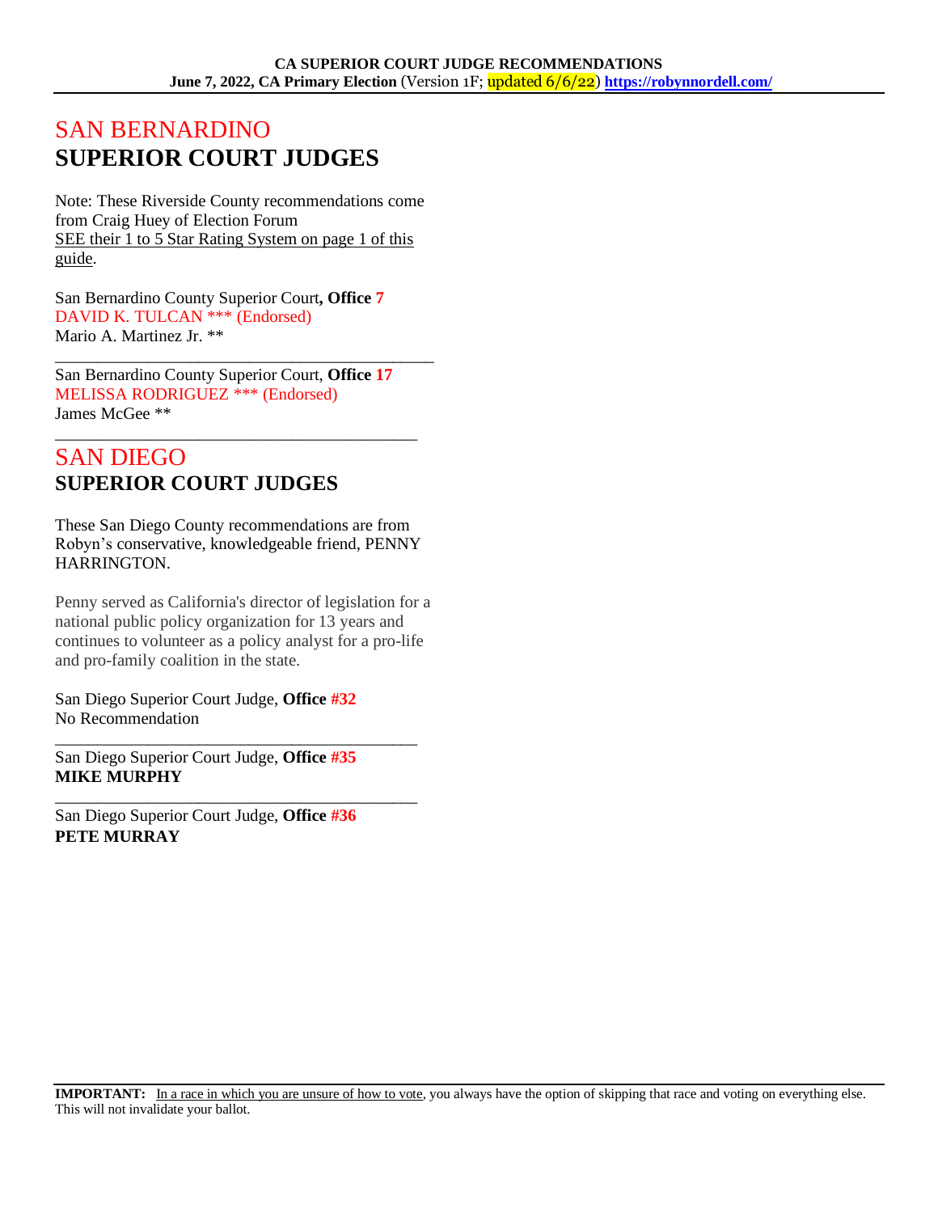## SAN BERNARDINO
## SUPERIOR COURT JUDGES

Note: These Riverside County recommendations come from Craig Huey of Election Forum
SEE their 1 to 5 Star Rating System on page 1 of this guide.

San Bernardino County Superior Court**, Office 7**
DAVID K. TULCAN *** (Endorsed)
Mario A. Martinez Jr. **

---

San Bernardino County Superior Court, **Office 17**
MELISSA RODRIGUEZ *** (Endorsed)
James McGee **

---

## SAN DIEGO
## SUPERIOR COURT JUDGES

These San Diego County recommendations are from Robyn's conservative, knowledgeable friend, PENNY HARRINGTON.

Penny served as California's director of legislation for a national public policy organization for 13 years and continues to volunteer as a policy analyst for a pro-life and pro-family coalition in the state.

San Diego Superior Court Judge, **Office #32**
No Recommendation

---

San Diego Superior Court Judge, **Office #35**
**MIKE MURPHY**

---

San Diego Superior Court Judge, **Office #36**
**PETE MURRAY**

**IMPORTANT:** In a race in which you are unsure of how to vote, you always have the option of skipping that race and voting on everything else. This will not invalidate your ballot.